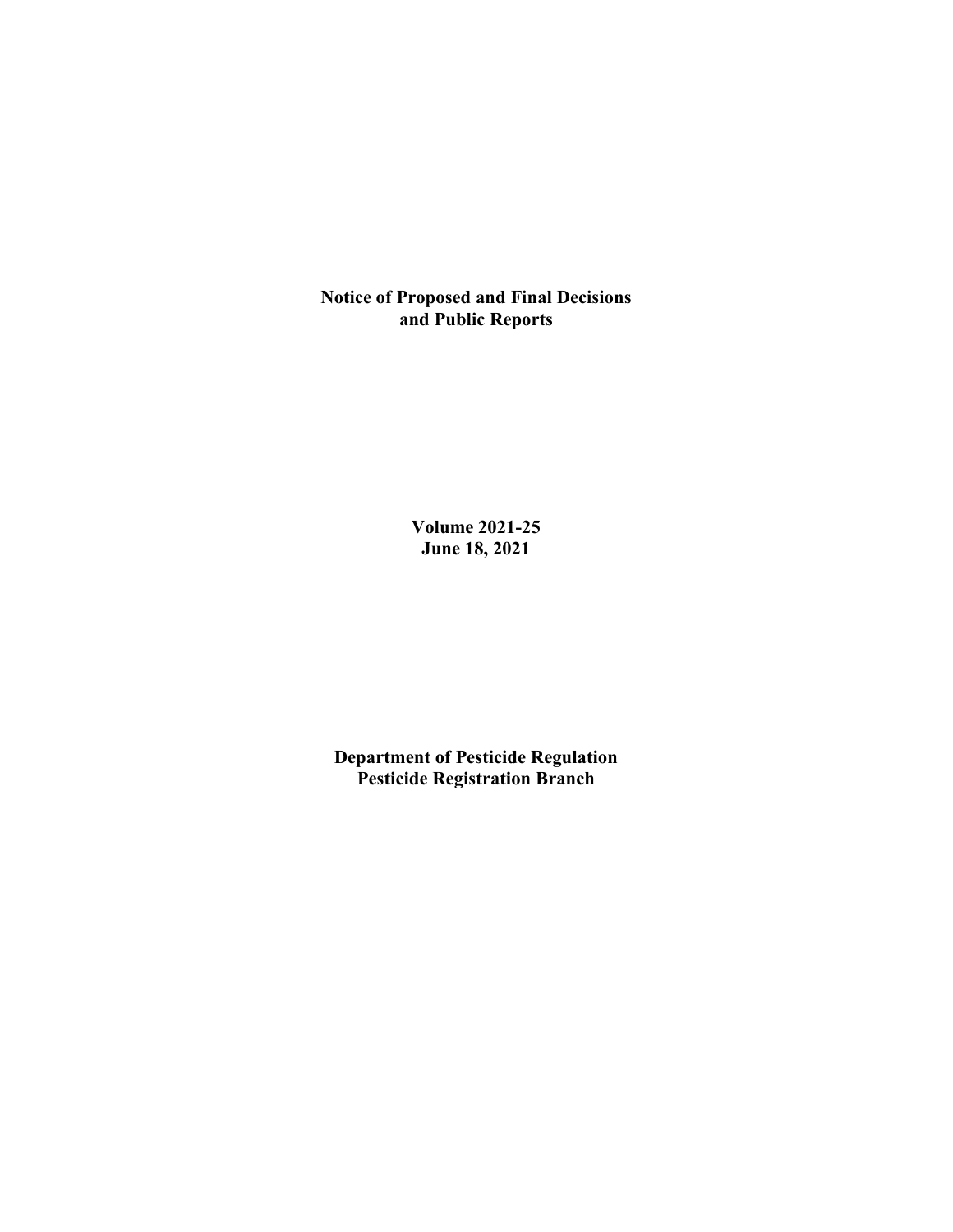# Notice of Proposed and Final Decisions and Public Reports

**Volume 2021-25**
**June 18, 2021**

**Department of Pesticide Regulation**
**Pesticide Registration Branch**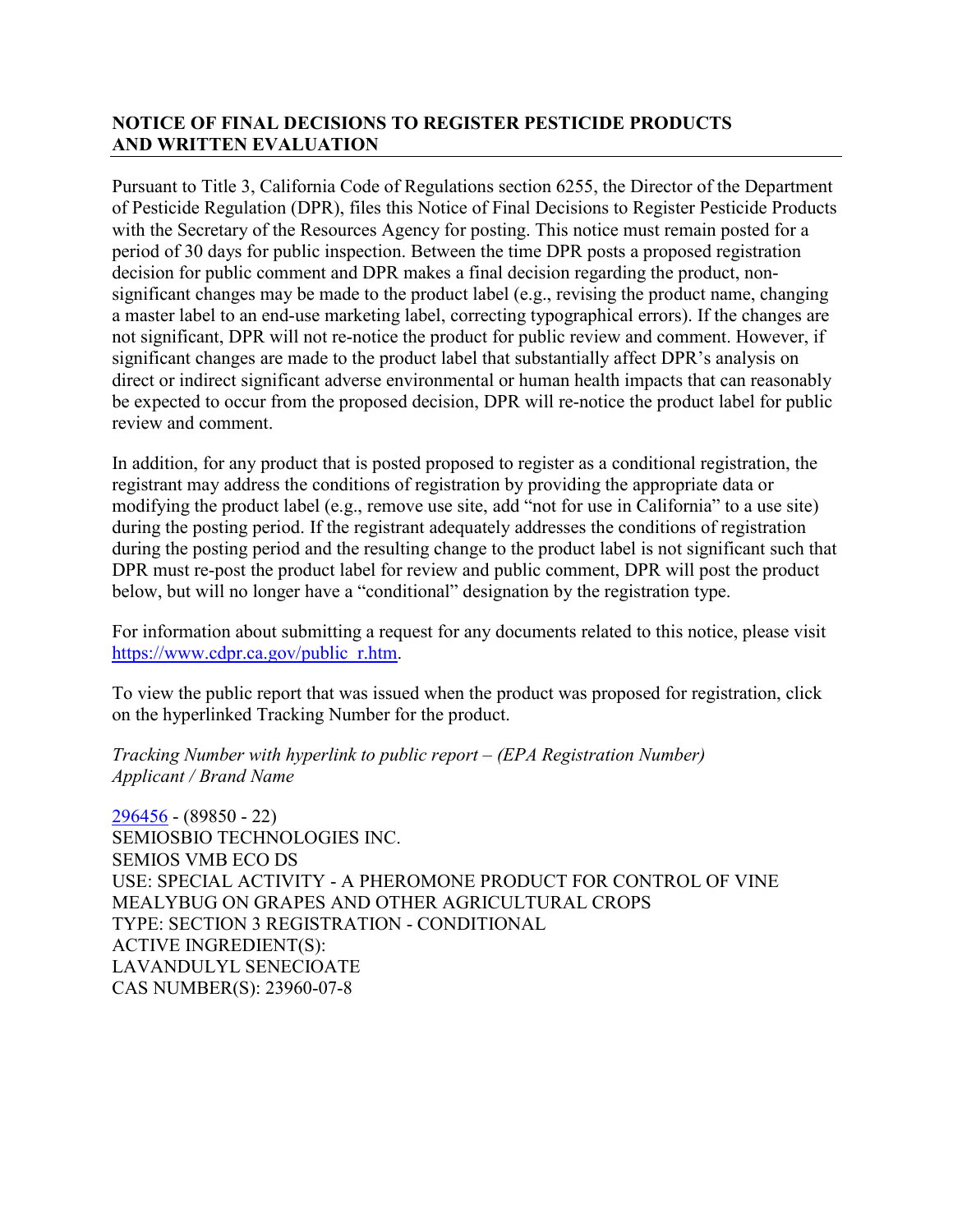## NOTICE OF FINAL DECISIONS TO REGISTER PESTICIDE PRODUCTS AND WRITTEN EVALUATION

Pursuant to Title 3, California Code of Regulations section 6255, the Director of the Department of Pesticide Regulation (DPR), files this Notice of Final Decisions to Register Pesticide Products with the Secretary of the Resources Agency for posting. This notice must remain posted for a period of 30 days for public inspection. Between the time DPR posts a proposed registration decision for public comment and DPR makes a final decision regarding the product, non-significant changes may be made to the product label (e.g., revising the product name, changing a master label to an end-use marketing label, correcting typographical errors). If the changes are not significant, DPR will not re-notice the product for public review and comment. However, if significant changes are made to the product label that substantially affect DPR's analysis on direct or indirect significant adverse environmental or human health impacts that can reasonably be expected to occur from the proposed decision, DPR will re-notice the product label for public review and comment.

In addition, for any product that is posted proposed to register as a conditional registration, the registrant may address the conditions of registration by providing the appropriate data or modifying the product label (e.g., remove use site, add "not for use in California" to a use site) during the posting period. If the registrant adequately addresses the conditions of registration during the posting period and the resulting change to the product label is not significant such that DPR must re-post the product label for review and public comment, DPR will post the product below, but will no longer have a "conditional" designation by the registration type.

For information about submitting a request for any documents related to this notice, please visit https://www.cdpr.ca.gov/public_r.htm.

To view the public report that was issued when the product was proposed for registration, click on the hyperlinked Tracking Number for the product.

*Tracking Number with hyperlink to public report – (EPA Registration Number)*
*Applicant / Brand Name*

296456 - (89850 - 22)
SEMIOSBIO TECHNOLOGIES INC.
SEMIOS VMB ECO DS
USE: SPECIAL ACTIVITY - A PHEROMONE PRODUCT FOR CONTROL OF VINE MEALYBUG ON GRAPES AND OTHER AGRICULTURAL CROPS
TYPE: SECTION 3 REGISTRATION - CONDITIONAL
ACTIVE INGREDIENT(S):
LAVANDULYL SENECIOATE
CAS NUMBER(S): 23960-07-8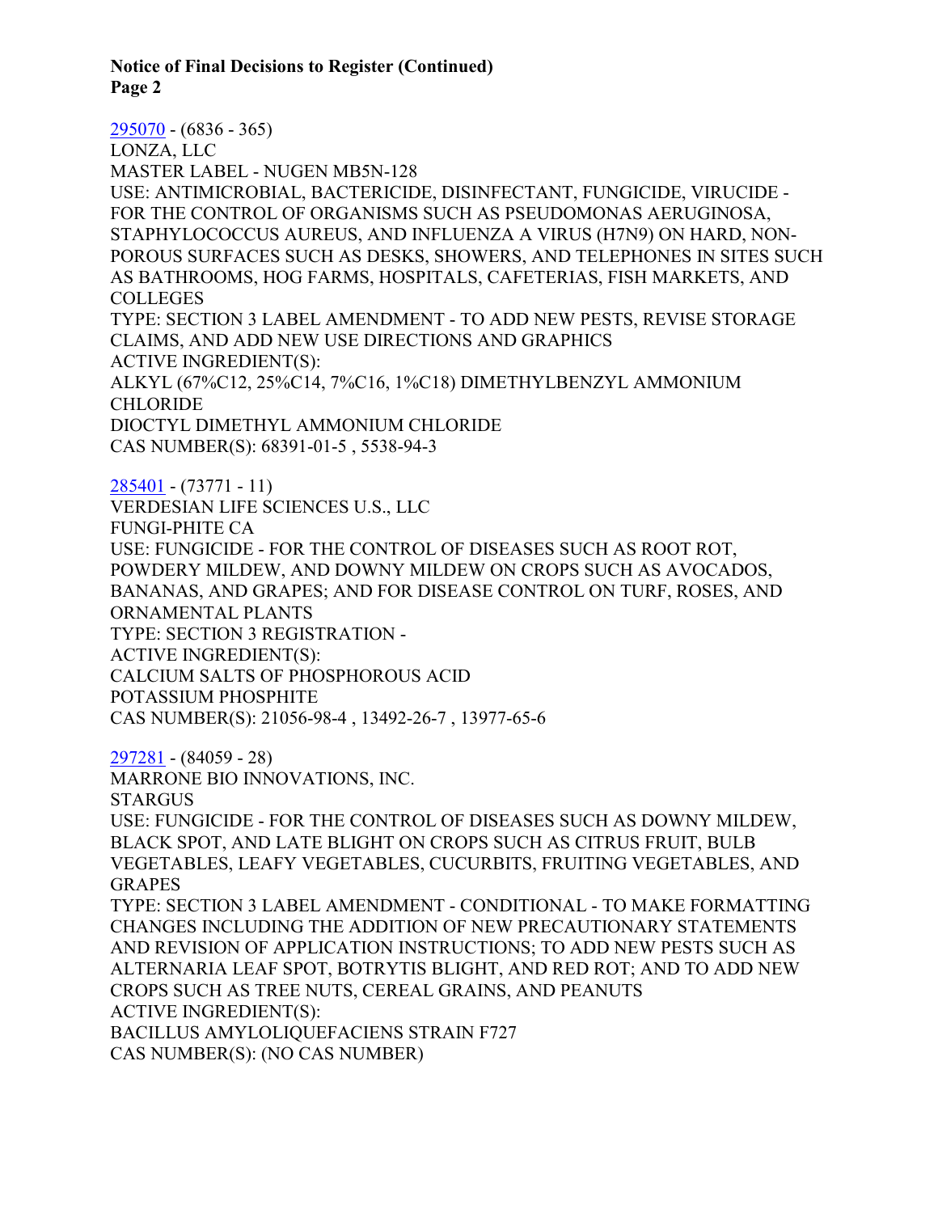295070 - (6836 - 365)
LONZA, LLC
MASTER LABEL - NUGEN MB5N-128
USE: ANTIMICROBIAL, BACTERICIDE, DISINFECTANT, FUNGICIDE, VIRUCIDE - FOR THE CONTROL OF ORGANISMS SUCH AS PSEUDOMONAS AERUGINOSA, STAPHYLOCOCCUS AUREUS, AND INFLUENZA A VIRUS (H7N9) ON HARD, NON-POROUS SURFACES SUCH AS DESKS, SHOWERS, AND TELEPHONES IN SITES SUCH AS BATHROOMS, HOG FARMS, HOSPITALS, CAFETERIAS, FISH MARKETS, AND COLLEGES
TYPE: SECTION 3 LABEL AMENDMENT - TO ADD NEW PESTS, REVISE STORAGE CLAIMS, AND ADD NEW USE DIRECTIONS AND GRAPHICS
ACTIVE INGREDIENT(S):
ALKYL (67%C12, 25%C14, 7%C16, 1%C18) DIMETHYLBENZYL AMMONIUM CHLORIDE
DIOCTYL DIMETHYL AMMONIUM CHLORIDE
CAS NUMBER(S): 68391-01-5 , 5538-94-3

285401 - (73771 - 11)
VERDESIAN LIFE SCIENCES U.S., LLC
FUNGI-PHITE CA
USE: FUNGICIDE - FOR THE CONTROL OF DISEASES SUCH AS ROOT ROT, POWDERY MILDEW, AND DOWNY MILDEW ON CROPS SUCH AS AVOCADOS, BANANAS, AND GRAPES; AND FOR DISEASE CONTROL ON TURF, ROSES, AND ORNAMENTAL PLANTS
TYPE: SECTION 3 REGISTRATION -
ACTIVE INGREDIENT(S):
CALCIUM SALTS OF PHOSPHOROUS ACID
POTASSIUM PHOSPHITE
CAS NUMBER(S): 21056-98-4 , 13492-26-7 , 13977-65-6

297281 - (84059 - 28)
MARRONE BIO INNOVATIONS, INC.
STARGUS
USE: FUNGICIDE - FOR THE CONTROL OF DISEASES SUCH AS DOWNY MILDEW, BLACK SPOT, AND LATE BLIGHT ON CROPS SUCH AS CITRUS FRUIT, BULB VEGETABLES, LEAFY VEGETABLES, CUCURBITS, FRUITING VEGETABLES, AND GRAPES
TYPE: SECTION 3 LABEL AMENDMENT - CONDITIONAL - TO MAKE FORMATTING CHANGES INCLUDING THE ADDITION OF NEW PRECAUTIONARY STATEMENTS AND REVISION OF APPLICATION INSTRUCTIONS; TO ADD NEW PESTS SUCH AS ALTERNARIA LEAF SPOT, BOTRYTIS BLIGHT, AND RED ROT; AND TO ADD NEW CROPS SUCH AS TREE NUTS, CEREAL GRAINS, AND PEANUTS
ACTIVE INGREDIENT(S):
BACILLUS AMYLOLIQUEFACIENS STRAIN F727
CAS NUMBER(S): (NO CAS NUMBER)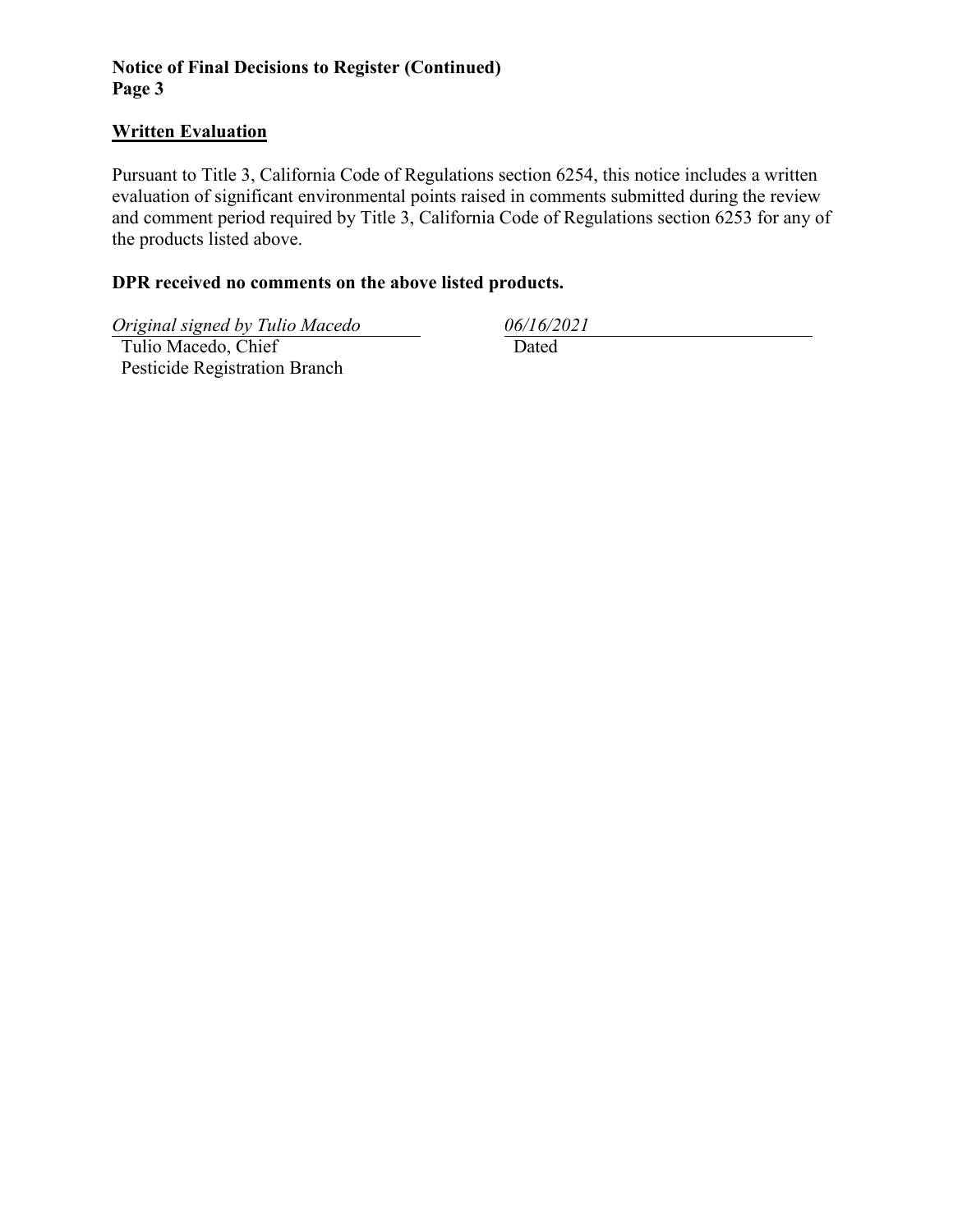## Written Evaluation

Pursuant to Title 3, California Code of Regulations section 6254, this notice includes a written evaluation of significant environmental points raised in comments submitted during the review and comment period required by Title 3, California Code of Regulations section 6253 for any of the products listed above.

**DPR received no comments on the above listed products.**

*Original signed by Tulio Macedo*
Tulio Macedo, Chief
Pesticide Registration Branch

*06/16/2021*
Dated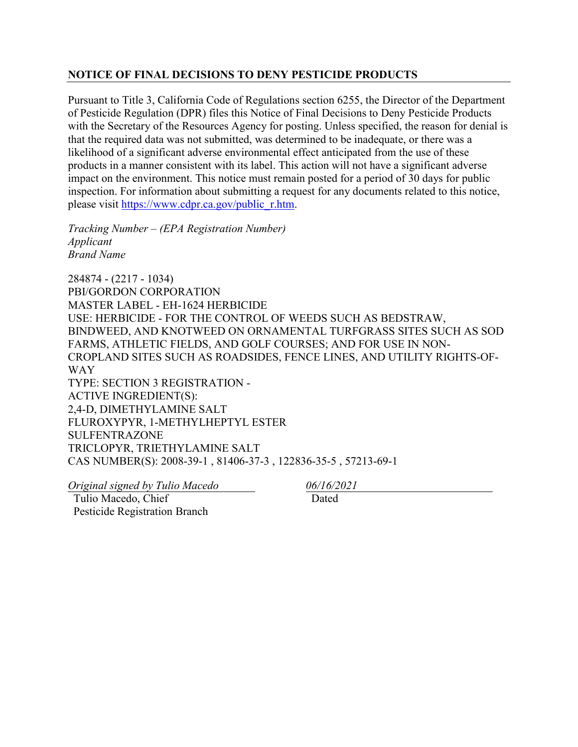## NOTICE OF FINAL DECISIONS TO DENY PESTICIDE PRODUCTS

Pursuant to Title 3, California Code of Regulations section 6255, the Director of the Department of Pesticide Regulation (DPR) files this Notice of Final Decisions to Deny Pesticide Products with the Secretary of the Resources Agency for posting. Unless specified, the reason for denial is that the required data was not submitted, was determined to be inadequate, or there was a likelihood of a significant adverse environmental effect anticipated from the use of these products in a manner consistent with its label. This action will not have a significant adverse impact on the environment. This notice must remain posted for a period of 30 days for public inspection. For information about submitting a request for any documents related to this notice, please visit [https://www.cdpr.ca.gov/public_r.htm](https://www.cdpr.ca.gov/public_r.htm).

*Tracking Number – (EPA Registration Number)*
*Applicant*
*Brand Name*

284874 - (2217 - 1034)
PBI/GORDON CORPORATION
MASTER LABEL - EH-1624 HERBICIDE
USE: HERBICIDE - FOR THE CONTROL OF WEEDS SUCH AS BEDSTRAW, BINDWEED, AND KNOTWEED ON ORNAMENTAL TURFGRASS SITES SUCH AS SOD FARMS, ATHLETIC FIELDS, AND GOLF COURSES; AND FOR USE IN NON-CROPLAND SITES SUCH AS ROADSIDES, FENCE LINES, AND UTILITY RIGHTS-OF-WAY
TYPE: SECTION 3 REGISTRATION -
ACTIVE INGREDIENT(S):
2,4-D, DIMETHYLAMINE SALT
FLUROXYPYR, 1-METHYLHEPTYL ESTER
SULFENTRAZONE
TRICLOPYR, TRIETHYLAMINE SALT
CAS NUMBER(S): 2008-39-1 , 81406-37-3 , 122836-35-5 , 57213-69-1

*Original signed by Tulio Macedo*
Tulio Macedo, Chief
Pesticide Registration Branch

*06/16/2021*
Dated